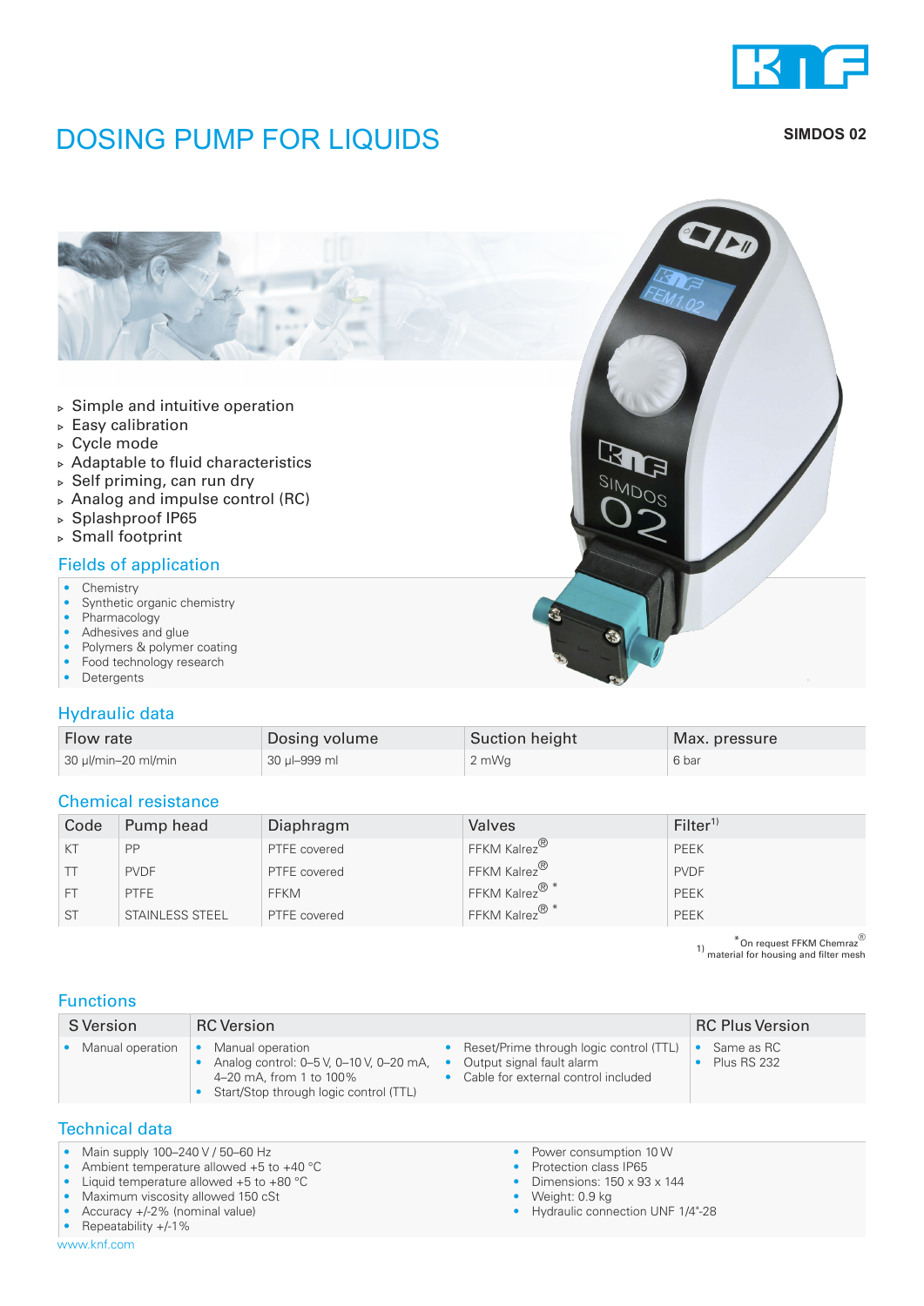# DOSING PUMP FOR LIQUIDS

**SIMDOS 02**

- Simple and intuitive operation
- Easy calibration
- Cycle mode
- Adaptable to fluid characteristics
- Self priming, can run dry
- Analog and impulse control (RC)
- Splashproof IP65
- Small footprint

## Fields of application

- Chemistry
- Synthetic organic chemistry
- Pharmacology
- Adhesives and glue
- Polymers & polymer coating
- Food technology research
- Detergents

## Hydraulic data

| Flow rate | Dosing volume | Suction height | Max. pressure |
|---|---|---|---|
| 30 µl/min–20 ml/min | 30 µl–999 ml | 2 mWg | 6 bar |

## Chemical resistance

| Code | Pump head | Diaphragm | Valves | Filter[1] |
|---|---|---|---|---|
| KT | PP | PTFE covered | FFKM Kalrez® | PEEK |
| TT | PVDF | PTFE covered | FFKM Kalrez® | PVDF |
| FT | PTFE | FFKM | FFKM Kalrez® * | PEEK |
| ST | STAINLESS STEEL | PTFE covered | FFKM Kalrez® * | PEEK |

\* On request FFKM Chemraz®

1) material for housing and filter mesh

## Functions

| S Version | RC Version | | RC Plus Version |
|---|---|---|---|
| • Manual operation | • Manual operation<br>• Analog control: 0–5 V, 0–10 V, 0–20 mA, 4–20 mA, from 1 to 100%<br>• Start/Stop through logic control (TTL) | • Reset/Prime through logic control (TTL)<br>• Output signal fault alarm<br>• Cable for external control included | • Same as RC<br>• Plus RS 232 |

## Technical data

- Main supply 100–240 V / 50–60 Hz
- Ambient temperature allowed +5 to +40 °C
- Liquid temperature allowed +5 to +80 °C
- Maximum viscosity allowed 150 cSt
- Accuracy +/-2% (nominal value)
- Repeatability +/-1%
- Power consumption 10 W
- Protection class IP65
- Dimensions: 150 x 93 x 144
- Weight: 0.9 kg
- Hydraulic connection UNF 1/4"-28

www.knf.com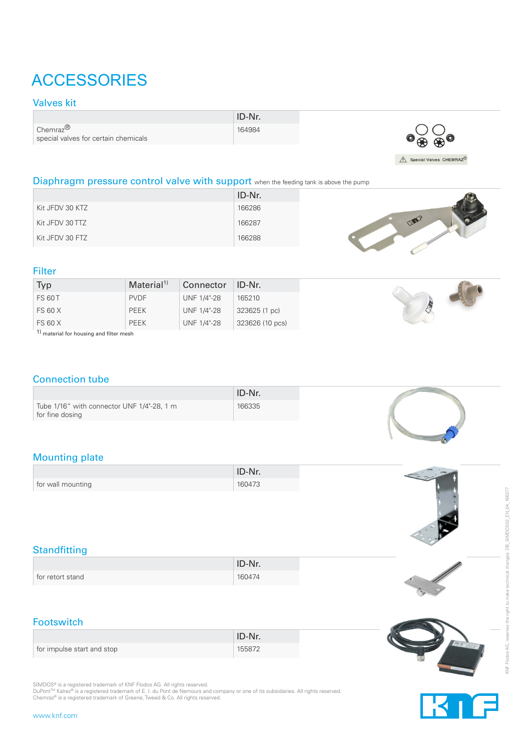# ACCESSORIES

## Valves kit

| | ID-Nr. |
|---|---|
| Chemraz® special valves for certain chemicals | 164984 |

Special Valves CHEMRAZ®

## Diaphragm pressure control valve with support when the feeding tank is above the pump

| | ID-Nr. |
|---|---|
| Kit JFDV 30 KTZ | 166286 |
| Kit JFDV 30 TTZ | 166287 |
| Kit JFDV 30 FTZ | 166288 |

## Filter

| Typ | Material[1] | Connector | ID-Nr. |
|---|---|---|---|
| FS 60 T | PVDF | UNF 1/4"-28 | 165210 |
| FS 60 X | PEEK | UNF 1/4"-28 | 323625 (1 pc) |
| FS 60 X | PEEK | UNF 1/4"-28 | 323626 (10 pcs) |

1) material for housing and filter mesh

## Connection tube

| | ID-Nr. |
|---|---|
| Tube 1/16" with connector UNF 1/4"-28, 1 m for fine dosing | 166335 |

## Mounting plate

| | ID-Nr. |
|---|---|
| for wall mounting | 160473 |

## Standfitting

| | ID-Nr. |
|---|---|
| for retort stand | 160474 |

## Footswitch

| | ID-Nr. |
|---|---|
| for impulse start and stop | 155872 |

SIMDOS® is a registered trademark of KNF Flodos AG. All rights reserved.
DuPont™ Kalrez® is a registered trademark of E. I. du Pont de Nemours and company or one of its subsidiaries. All rights reserved.
Chemraz® is a registered trademark of Greene, Tweed & Co. All rights reserved.

KNF Flodos AG, reserves the right to make technical changes. DB_SIMDOS02_EN_04_166377

www.knf.com